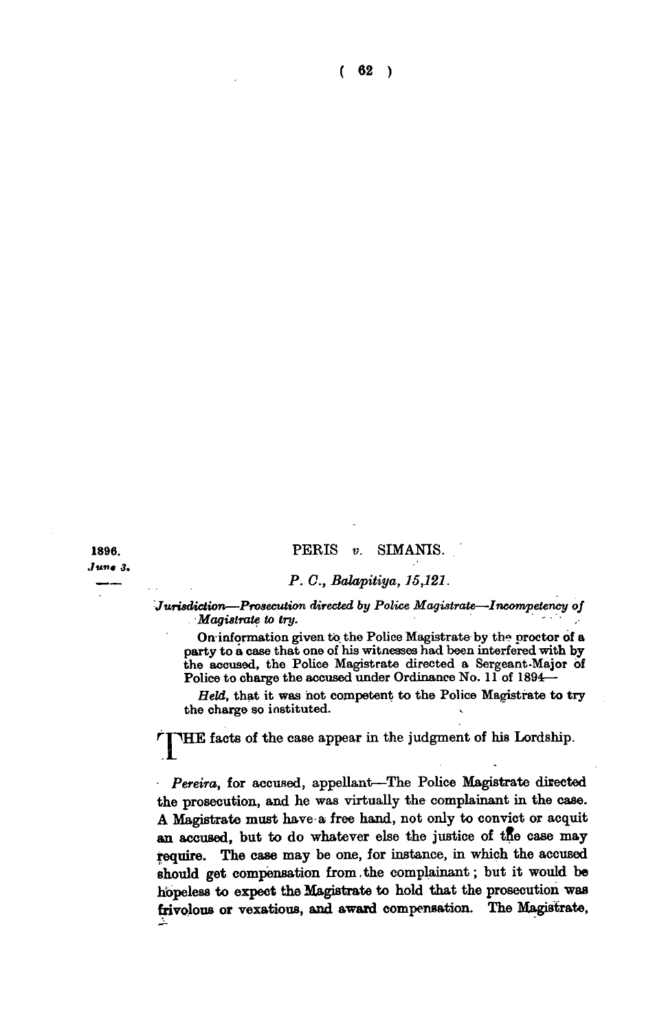1896.
*June 3.*

## PERIS *v.* SIMANIS.

### *P. C., Balapitiya, 15,121.*

*Jurisdiction—Prosecution directed by Police Magistrate—Incompetency of Magistrate to try.*

On information given to the Police Magistrate by the proctor of a party to a case that one of his witnesses had been interfered with by the accused, the Police Magistrate directed a Sergeant-Major of Police to charge the accused under Ordinance No. 11 of 1894—

*Held*, that it was not competent to the Police Magistrate to try the charge so instituted.

THE facts of the case appear in the judgment of his Lordship.

*Pereira*, for accused, appellant—The Police Magistrate directed the prosecution, and he was virtually the complainant in the case. A Magistrate must have a free hand, not only to convict or acquit an accused, but to do whatever else the justice of the case may require. The case may be one, for instance, in which the accused should get compensation from the complainant; but it would be hopeless to expect the Magistrate to hold that the prosecution was frivolous or vexatious, and award compensation. The Magistrate,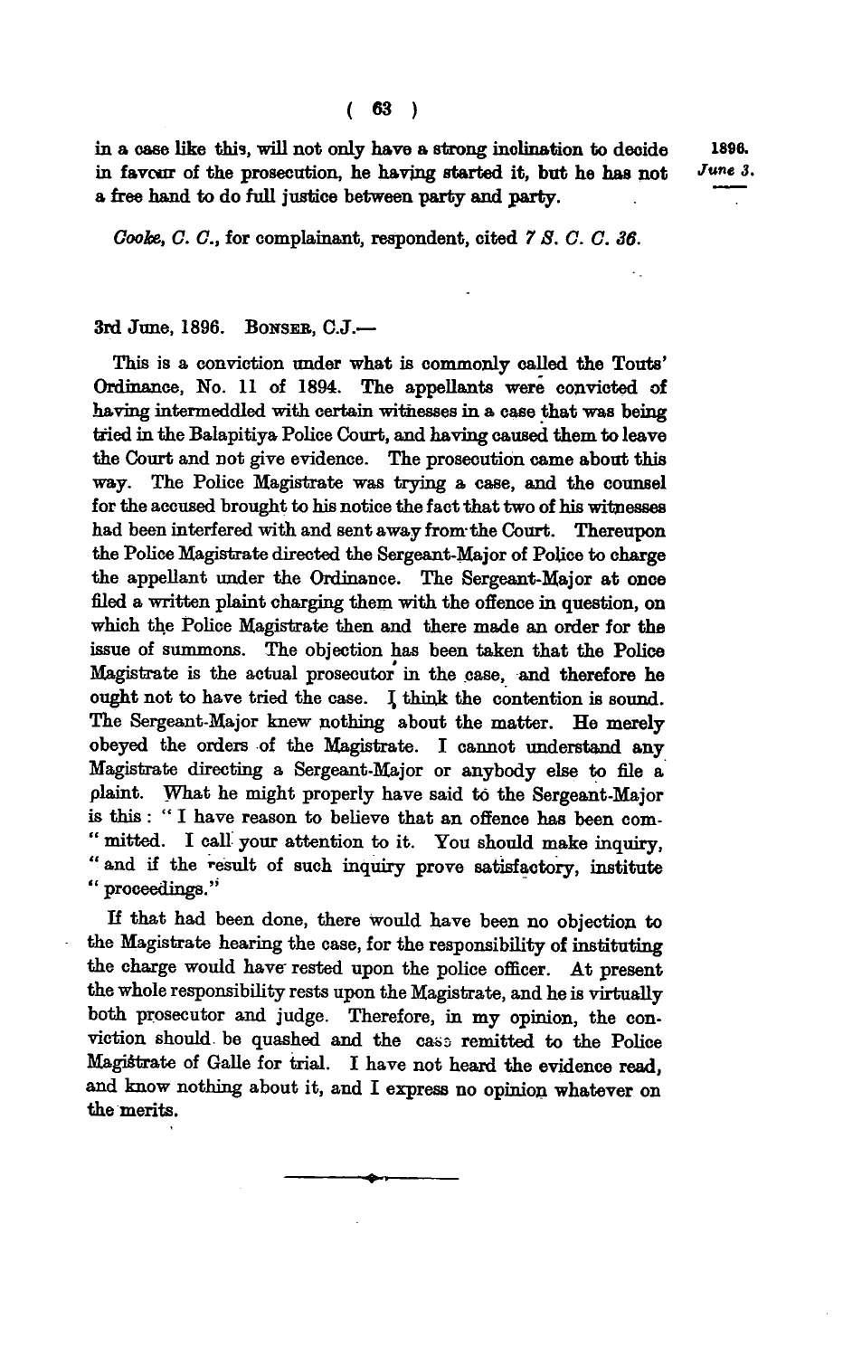in a case like this, will not only have a strong inclination to decide in favour of the prosecution, he having started it, but he has not a free hand to do full justice between party and party.

1896. *June 3.*

*Cooke, C. C.*, for complainant, respondent, cited *7 S. C. C. 36.*

3rd June, 1896. BONSER, C.J.—

This is a conviction under what is commonly called the Touts' Ordinance, No. 11 of 1894. The appellants were convicted of having intermeddled with certain witnesses in a case that was being tried in the Balapitiya Police Court, and having caused them to leave the Court and not give evidence. The prosecution came about this way. The Police Magistrate was trying a case, and the counsel for the accused brought to his notice the fact that two of his witnesses had been interfered with and sent away from the Court. Thereupon the Police Magistrate directed the Sergeant-Major of Police to charge the appellant under the Ordinance. The Sergeant-Major at once filed a written plaint charging them with the offence in question, on which the Police Magistrate then and there made an order for the issue of summons. The objection has been taken that the Police Magistrate is the actual prosecutor in the case, and therefore he ought not to have tried the case. I think the contention is sound. The Sergeant-Major knew nothing about the matter. He merely obeyed the orders of the Magistrate. I cannot understand any Magistrate directing a Sergeant-Major or anybody else to file a plaint. What he might properly have said to the Sergeant-Major is this : " I have reason to believe that an offence has been committed. I call your attention to it. You should make inquiry, and if the result of such inquiry prove satisfactory, institute proceedings."

If that had been done, there would have been no objection to the Magistrate hearing the case, for the responsibility of instituting the charge would have rested upon the police officer. At present the whole responsibility rests upon the Magistrate, and he is virtually both prosecutor and judge. Therefore, in my opinion, the conviction should be quashed and the case remitted to the Police Magistrate of Galle for trial. I have not heard the evidence read, and know nothing about it, and I express no opinion whatever on the merits.